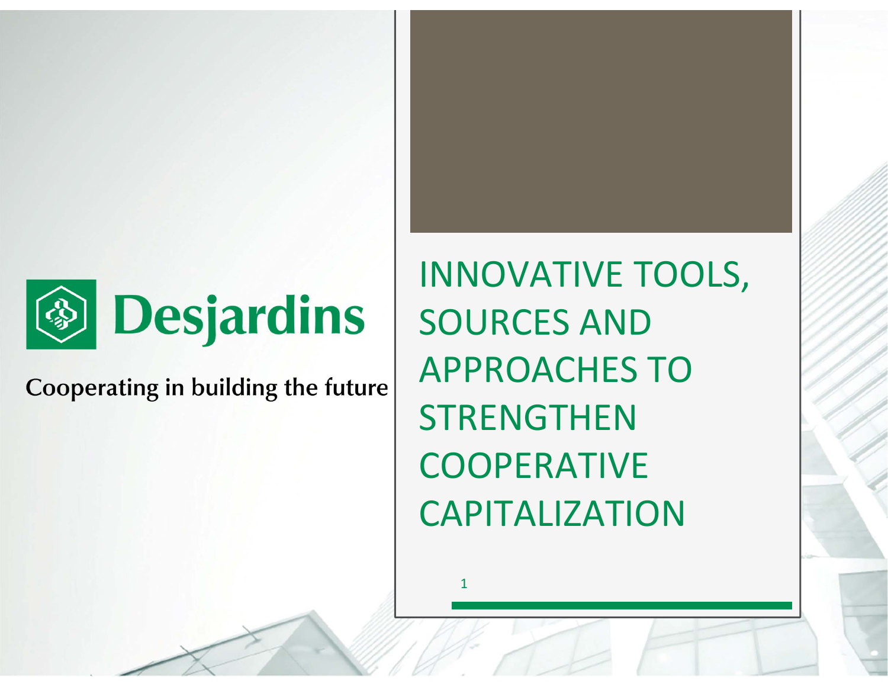Desjardins

Cooperating in building the future

# INNOVATIVE TOOLS, SOURCES AND APPROACHES TO STRENGTHEN COOPERATIVE CAPITALIZATION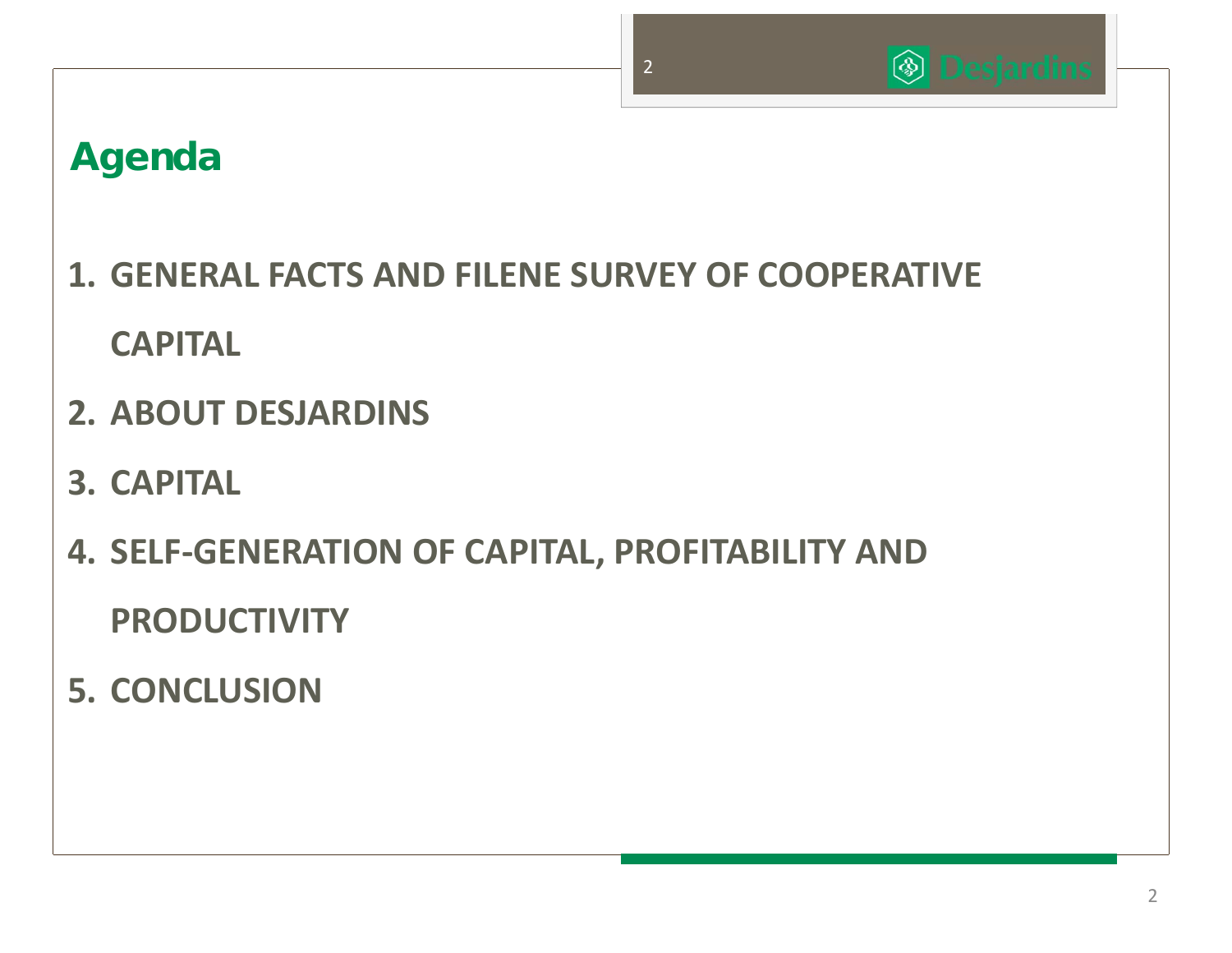# Agenda

1. GENERAL FACTS AND FILENE SURVEY OF COOPERATIVE CAPITAL
2. ABOUT DESJARDINS
3. CAPITAL
4. SELF-GENERATION OF CAPITAL, PROFITABILITY AND PRODUCTIVITY
5. CONCLUSION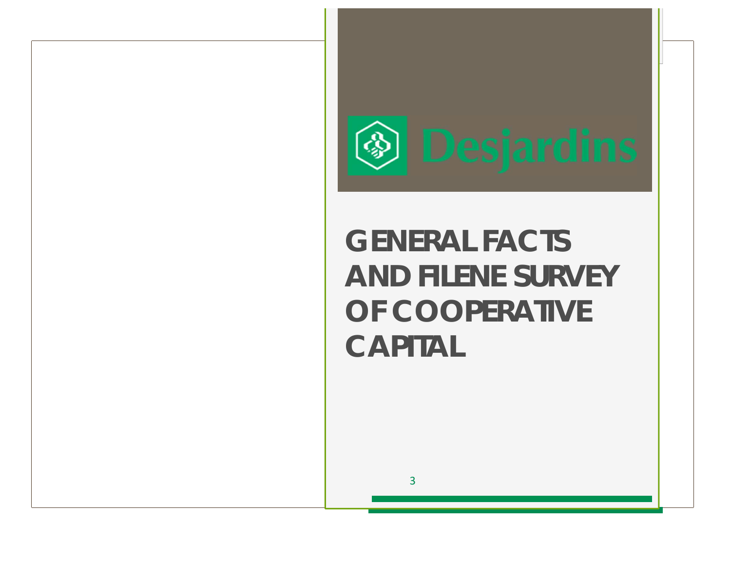# GENERAL FACTS AND FILENE SURVEY OF COOPERATIVE CAPITAL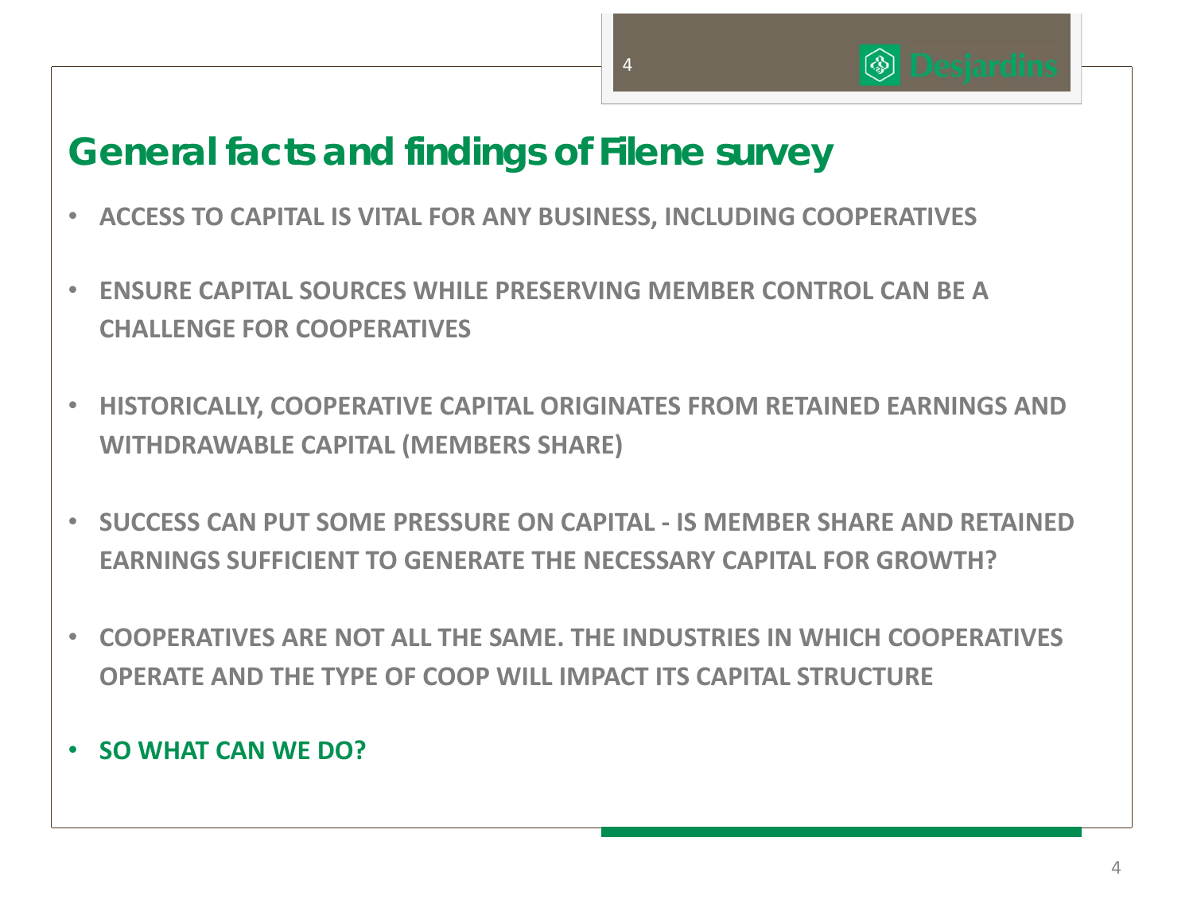# General facts and findings of Filene survey

- **ACCESS TO CAPITAL IS VITAL FOR ANY BUSINESS, INCLUDING COOPERATIVES**
- **ENSURE CAPITAL SOURCES WHILE PRESERVING MEMBER CONTROL CAN BE A CHALLENGE FOR COOPERATIVES**
- **HISTORICALLY, COOPERATIVE CAPITAL ORIGINATES FROM RETAINED EARNINGS AND WITHDRAWABLE CAPITAL (MEMBERS SHARE)**
- **SUCCESS CAN PUT SOME PRESSURE ON CAPITAL - IS MEMBER SHARE AND RETAINED EARNINGS SUFFICIENT TO GENERATE THE NECESSARY CAPITAL FOR GROWTH?**
- **COOPERATIVES ARE NOT ALL THE SAME. THE INDUSTRIES IN WHICH COOPERATIVES OPERATE AND THE TYPE OF COOP WILL IMPACT ITS CAPITAL STRUCTURE**
- **SO WHAT CAN WE DO?**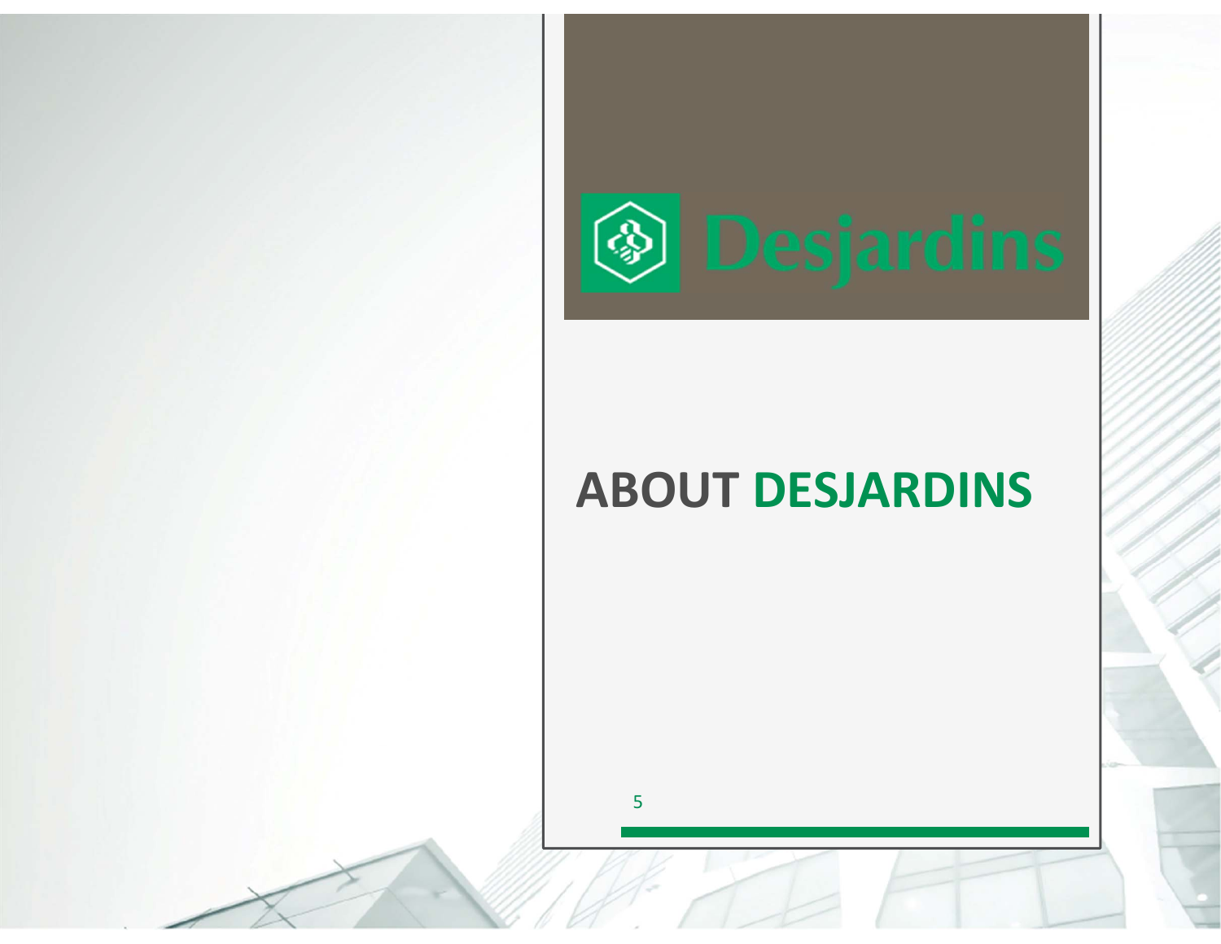# ABOUT DESJARDINS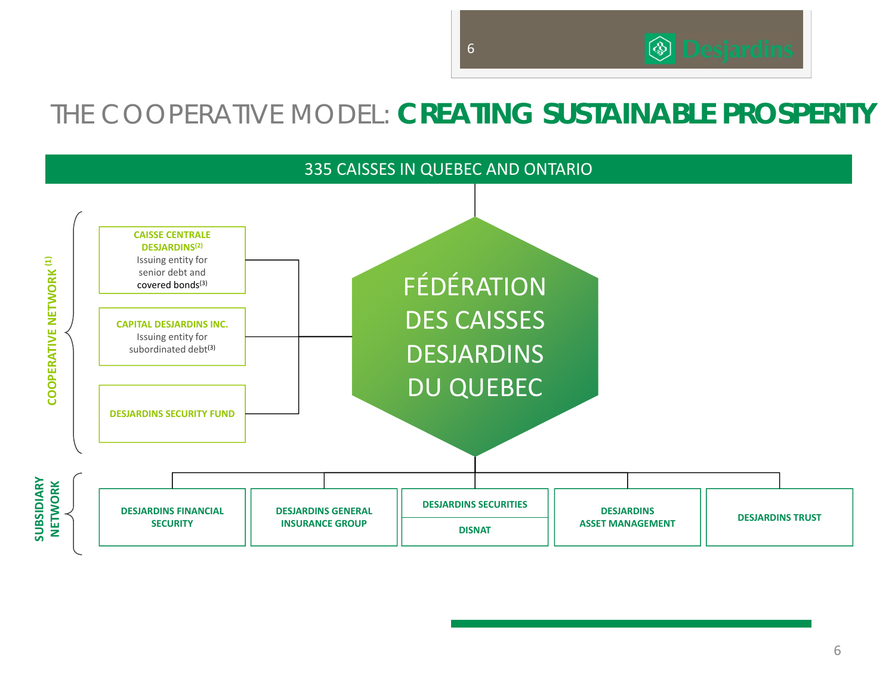# THE COOPERATIVE MODEL: **CREATING SUSTAINABLE PROSPERITY**

**335 CAISSES IN QUEBEC AND ONTARIO**

**FÉDÉRATION DES CAISSES DESJARDINS DU QUEBEC**

**COOPERATIVE NETWORK [1]**

- **CAISSE CENTRALE DESJARDINS[2]**
  Issuing entity for senior debt and covered bonds[3]
- **CAPITAL DESJARDINS INC.**
  Issuing entity for subordinated debt[3]
- **DESJARDINS SECURITY FUND**

**SUBSIDIARY NETWORK**

- **DESJARDINS FINANCIAL SECURITY**
- **DESJARDINS GENERAL INSURANCE GROUP**
- **DESJARDINS SECURITIES** / **DISNAT**
- **DESJARDINS ASSET MANAGEMENT**
- **DESJARDINS TRUST**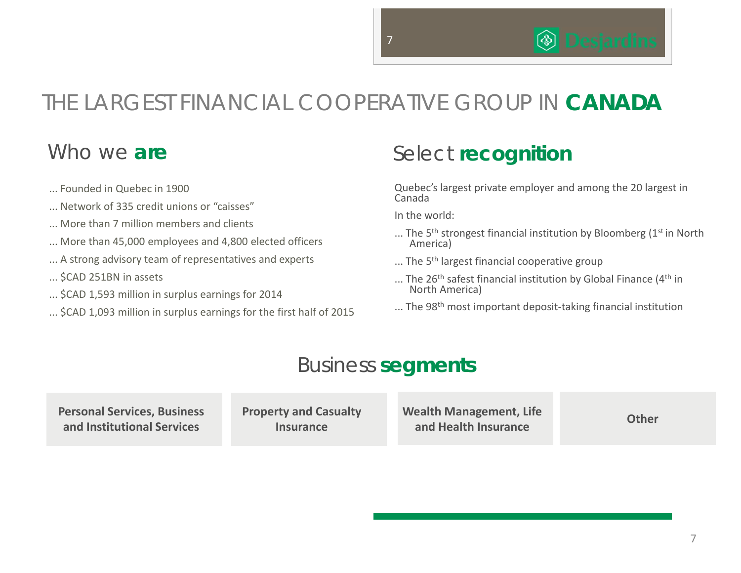# THE LARGEST FINANCIAL COOPERATIVE GROUP IN **CANADA**

## Who we **are**

... Founded in Quebec in 1900

... Network of 335 credit unions or “caisses”

... More than 7 million members and clients

... More than 45,000 employees and 4,800 elected officers

... A strong advisory team of representatives and experts

... $CAD 251BN in assets

... $CAD 1,593 million in surplus earnings for 2014

... $CAD 1,093 million in surplus earnings for the first half of 2015

## Select **recognition**

Quebec’s largest private employer and among the 20 largest in Canada

In the world:

... The 5th strongest financial institution by Bloomberg (1st in North America)

... The 5th largest financial cooperative group

... The 26th safest financial institution by Global Finance (4th in North America)

... The 98th most important deposit-taking financial institution

## Business **segments**

| Personal Services, Business and Institutional Services | Property and Casualty Insurance | Wealth Management, Life and Health Insurance | Other |
|---|---|---|---|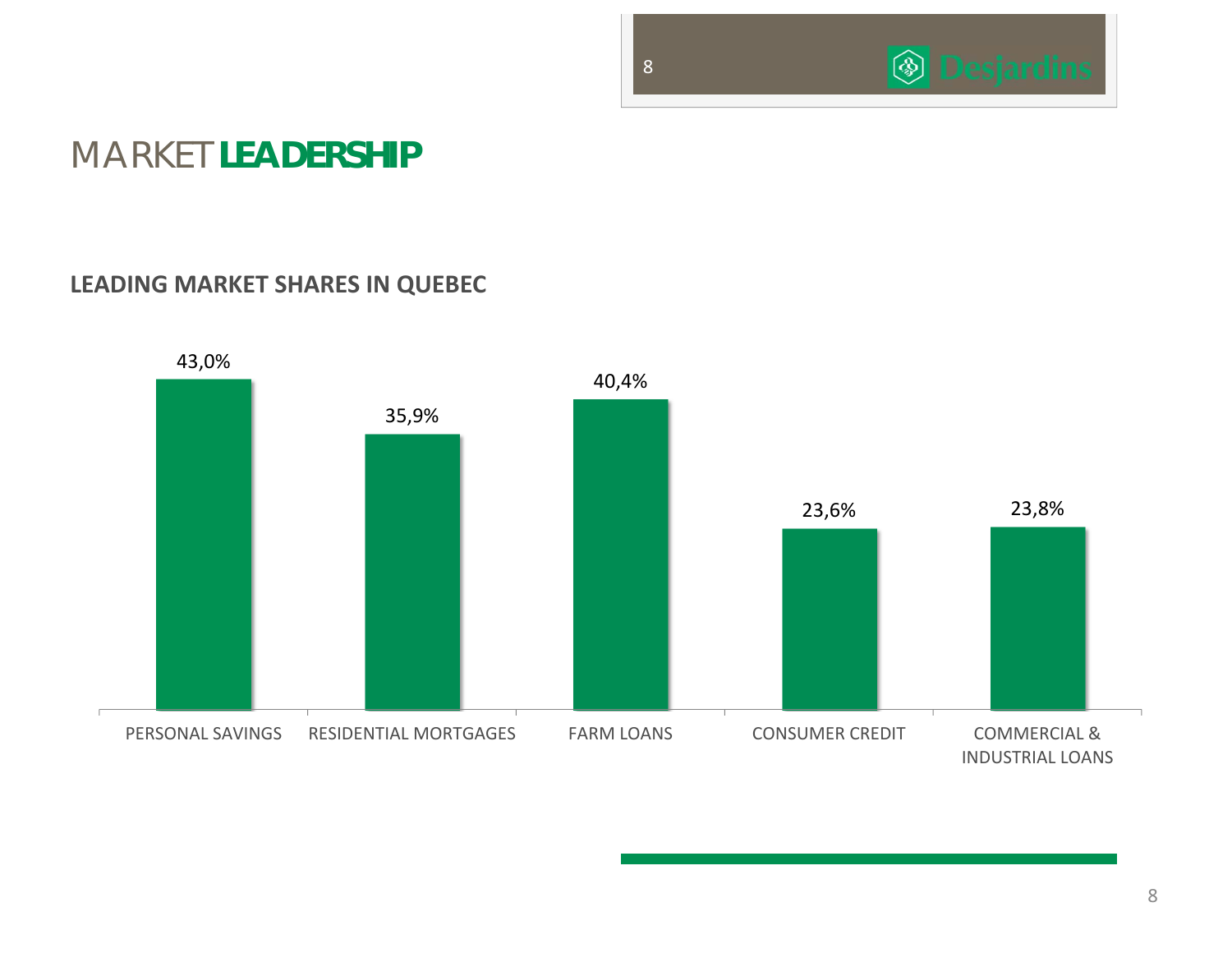# MARKET **LEADERSHIP**

## LEADING MARKET SHARES IN QUEBEC

| PERSONAL SAVINGS | RESIDENTIAL MORTGAGES | FARM LOANS | CONSUMER CREDIT | COMMERCIAL & INDUSTRIAL LOANS |
|---|---|---|---|---|
| 43,0% | 35,9% | 40,4% | 23,6% | 23,8% |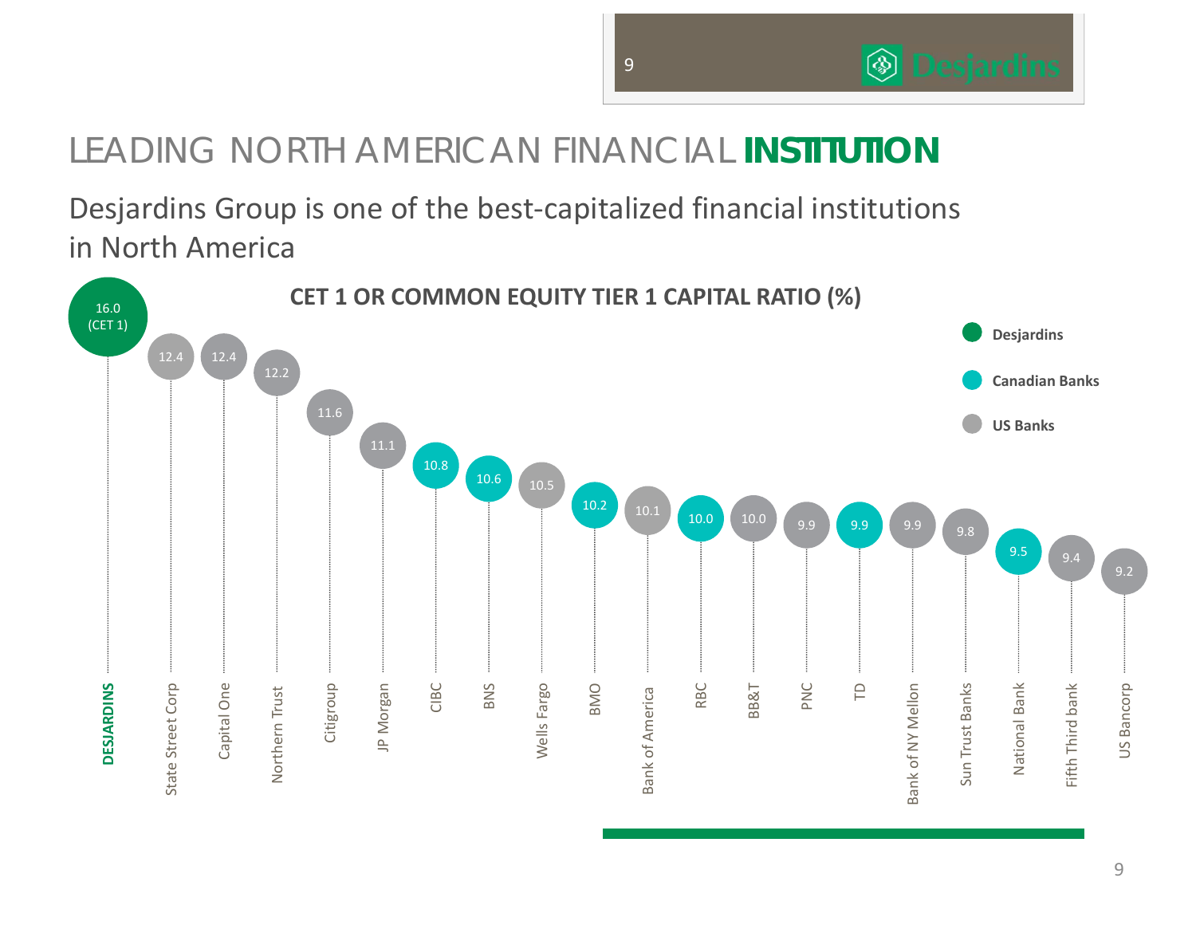# LEADING NORTH AMERICAN FINANCIAL **INSTITUTION**

Desjardins Group is one of the best-capitalized financial institutions in North America

**CET 1 OR COMMON EQUITY TIER 1 CAPITAL RATIO (%)**

| Institution | Type | CET 1 ratio (%) |
|---|---|---|
| **DESJARDINS** | Desjardins | 16.0 (CET 1) |
| State Street Corp | US Banks | 12.4 |
| Capital One | US Banks | 12.4 |
| Northern Trust | US Banks | 12.2 |
| Citigroup | US Banks | 11.6 |
| JP Morgan | US Banks | 11.1 |
| CIBC | Canadian Banks | 10.8 |
| BNS | Canadian Banks | 10.6 |
| Wells Fargo | US Banks | 10.5 |
| BMO | Canadian Banks | 10.2 |
| Bank of America | US Banks | 10.1 |
| RBC | Canadian Banks | 10.0 |
| BB&T | US Banks | 10.0 |
| PNC | US Banks | 9.9 |
| TD | Canadian Banks | 9.9 |
| Bank of NY Mellon | US Banks | 9.9 |
| Sun Trust Banks | US Banks | 9.8 |
| National Bank | Canadian Banks | 9.5 |
| Fifth Third bank | US Banks | 9.4 |
| US Bancorp | US Banks | 9.2 |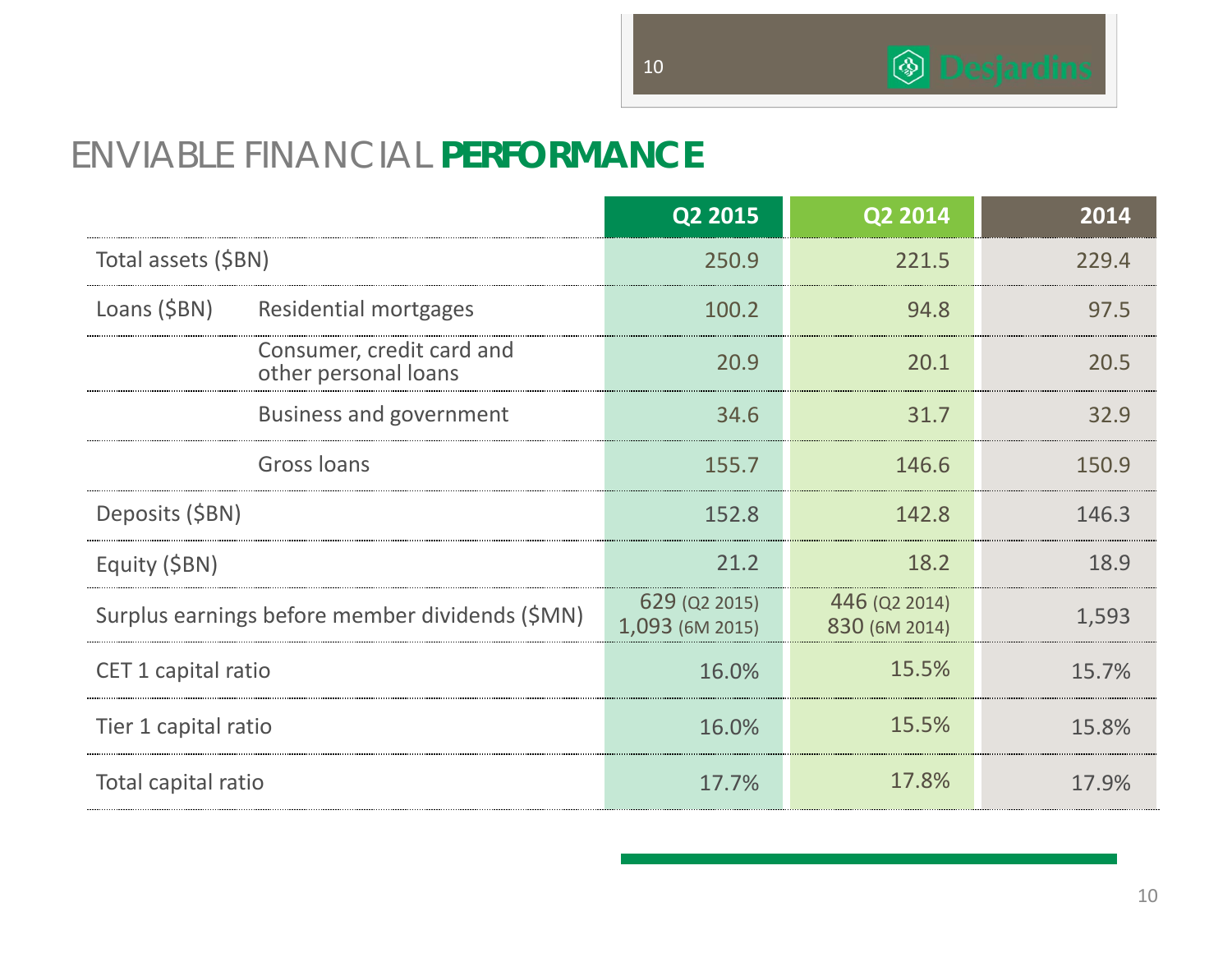# ENVIABLE FINANCIAL **PERFORMANCE**

| | | Q2 2015 | Q2 2014 | 2014 |
|---|---|---|---|---|
| Total assets ($BN) | | 250.9 | 221.5 | 229.4 |
| Loans ($BN) | Residential mortgages | 100.2 | 94.8 | 97.5 |
| | Consumer, credit card and other personal loans | 20.9 | 20.1 | 20.5 |
| | Business and government | 34.6 | 31.7 | 32.9 |
| | Gross loans | 155.7 | 146.6 | 150.9 |
| Deposits ($BN) | | 152.8 | 142.8 | 146.3 |
| Equity ($BN) | | 21.2 | 18.2 | 18.9 |
| Surplus earnings before member dividends ($MN) | | 629 (Q2 2015)<br>1,093 (6M 2015) | 446 (Q2 2014)<br>830 (6M 2014) | 1,593 |
| CET 1 capital ratio | | 16.0% | 15.5% | 15.7% |
| Tier 1 capital ratio | | 16.0% | 15.5% | 15.8% |
| Total capital ratio | | 17.7% | 17.8% | 17.9% |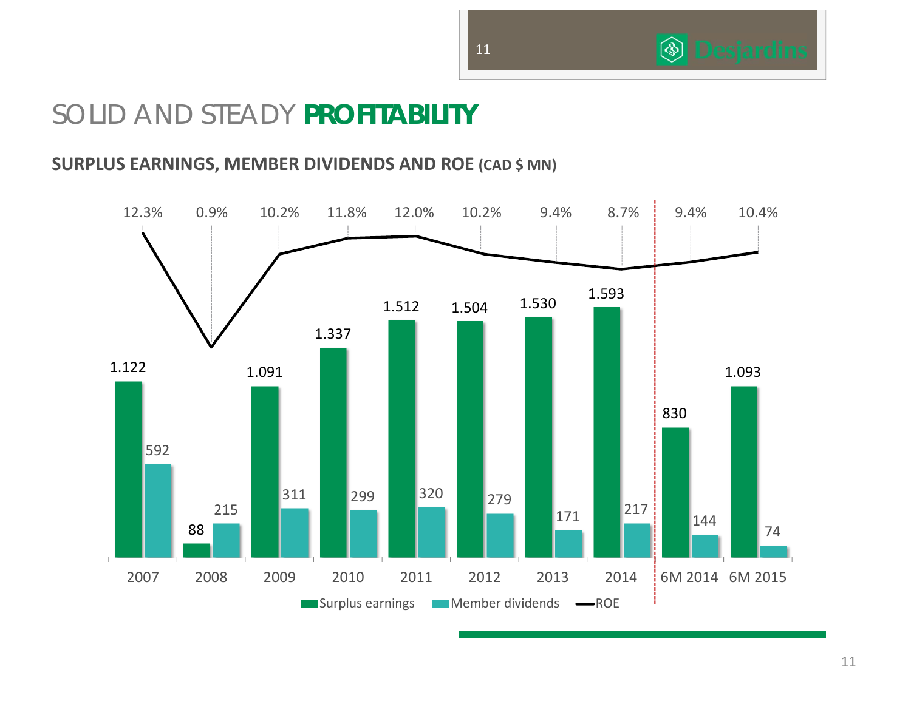# SOLID AND STEADY **PROFITABILITY**

**SURPLUS EARNINGS, MEMBER DIVIDENDS AND ROE (CAD $ MN)**

| | 2007 | 2008 | 2009 | 2010 | 2011 | 2012 | 2013 | 2014 | 6M 2014 | 6M 2015 |
|---|---|---|---|---|---|---|---|---|---|---|
| ROE | 12.3% | 0.9% | 10.2% | 11.8% | 12.0% | 10.2% | 9.4% | 8.7% | 9.4% | 10.4% |
| Surplus earnings | 1.122 | 88 | 1.091 | 1.337 | 1.512 | 1.504 | 1.530 | 1.593 | 830 | 1.093 |
| Member dividends | 592 | 215 | 311 | 299 | 320 | 279 | 171 | 217 | 144 | 74 |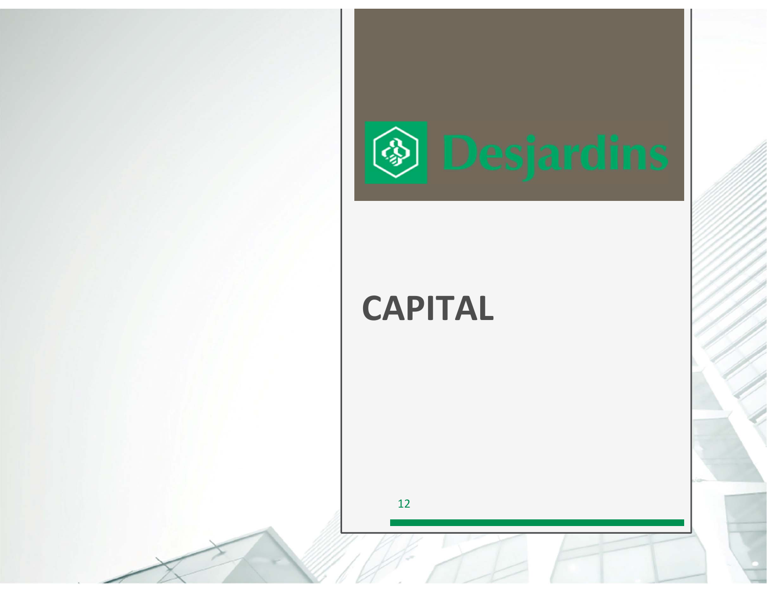# CAPITAL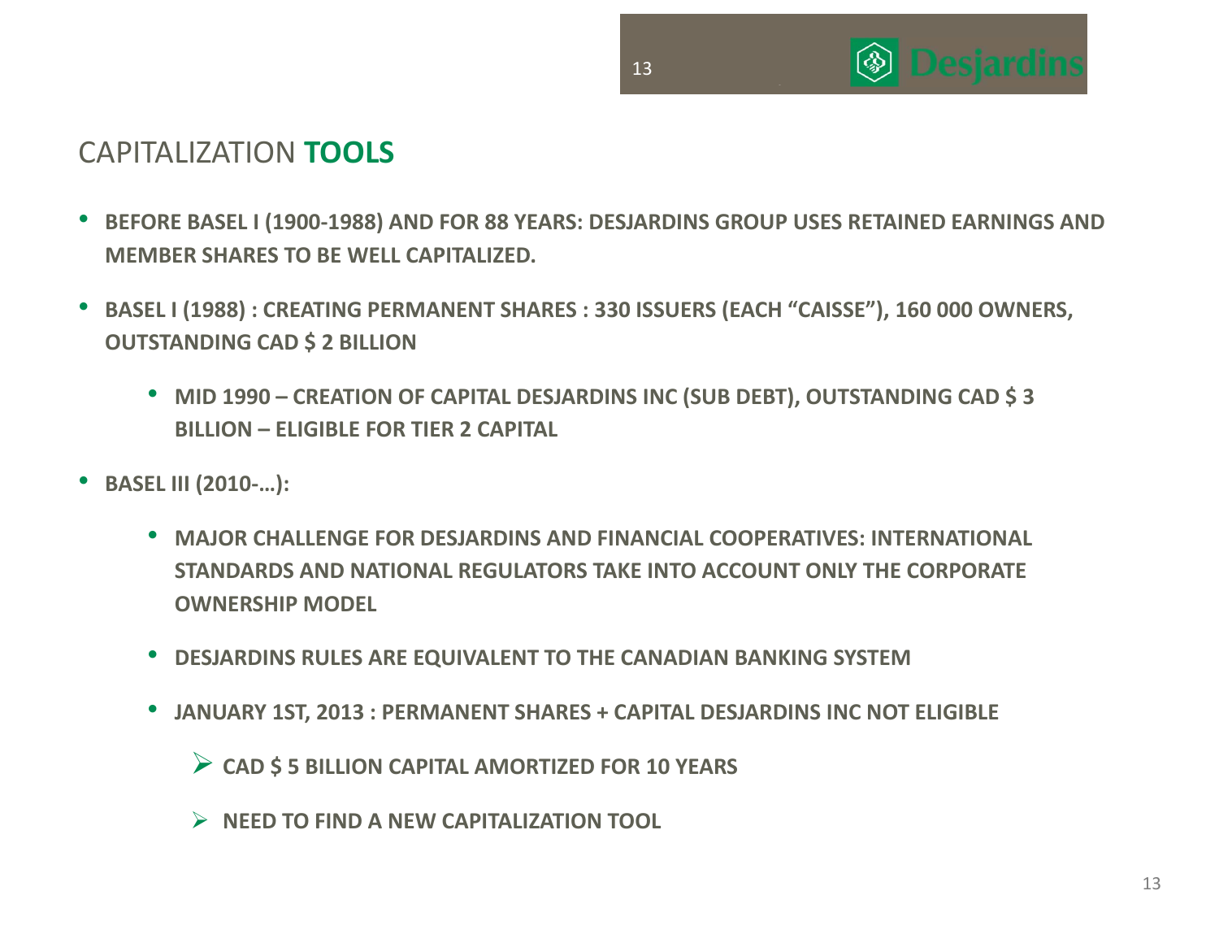# CAPITALIZATION **TOOLS**

- **BEFORE BASEL I (1900-1988) AND FOR 88 YEARS: DESJARDINS GROUP USES RETAINED EARNINGS AND MEMBER SHARES TO BE WELL CAPITALIZED.**
- **BASEL I (1988) : CREATING PERMANENT SHARES : 330 ISSUERS (EACH "CAISSE"), 160 000 OWNERS, OUTSTANDING CAD $ 2 BILLION**
  - **MID 1990 – CREATION OF CAPITAL DESJARDINS INC (SUB DEBT), OUTSTANDING CAD $ 3 BILLION – ELIGIBLE FOR TIER 2 CAPITAL**
- **BASEL III (2010-…):**
  - **MAJOR CHALLENGE FOR DESJARDINS AND FINANCIAL COOPERATIVES: INTERNATIONAL STANDARDS AND NATIONAL REGULATORS TAKE INTO ACCOUNT ONLY THE CORPORATE OWNERSHIP MODEL**
  - **DESJARDINS RULES ARE EQUIVALENT TO THE CANADIAN BANKING SYSTEM**
  - **JANUARY 1ST, 2013 : PERMANENT SHARES + CAPITAL DESJARDINS INC NOT ELIGIBLE**
    - **CAD $ 5 BILLION CAPITAL AMORTIZED FOR 10 YEARS**
    - **NEED TO FIND A NEW CAPITALIZATION TOOL**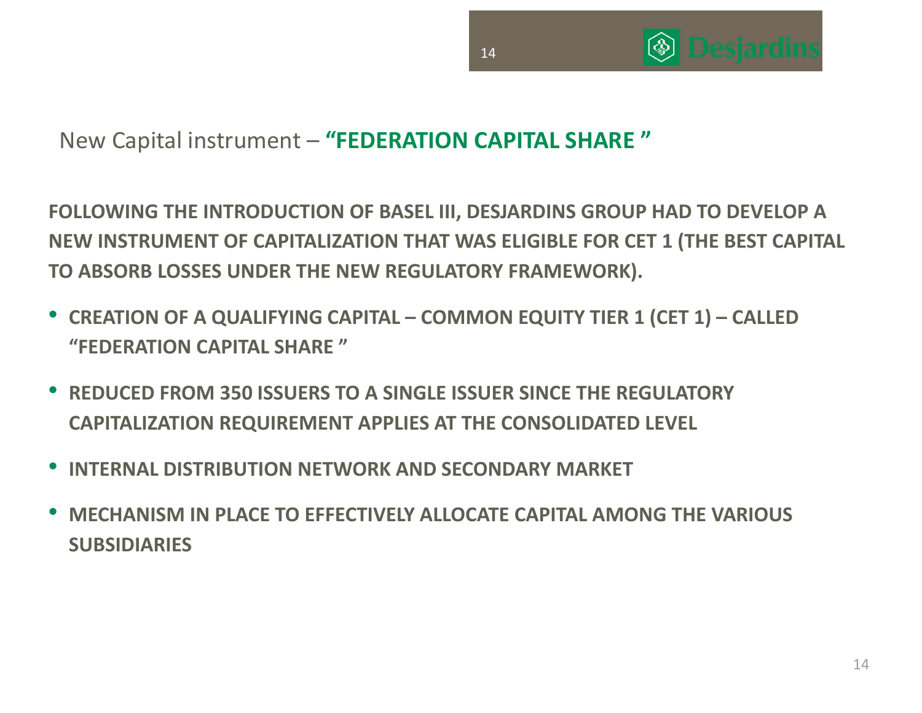## New Capital instrument – **"FEDERATION CAPITAL SHARE "**

**FOLLOWING THE INTRODUCTION OF BASEL III, DESJARDINS GROUP HAD TO DEVELOP A NEW INSTRUMENT OF CAPITALIZATION THAT WAS ELIGIBLE FOR CET 1 (THE BEST CAPITAL TO ABSORB LOSSES UNDER THE NEW REGULATORY FRAMEWORK).**

- **CREATION OF A QUALIFYING CAPITAL – COMMON EQUITY TIER 1 (CET 1) – CALLED "FEDERATION CAPITAL SHARE "**
- **REDUCED FROM 350 ISSUERS TO A SINGLE ISSUER SINCE THE REGULATORY CAPITALIZATION REQUIREMENT APPLIES AT THE CONSOLIDATED LEVEL**
- **INTERNAL DISTRIBUTION NETWORK AND SECONDARY MARKET**
- **MECHANISM IN PLACE TO EFFECTIVELY ALLOCATE CAPITAL AMONG THE VARIOUS SUBSIDIARIES**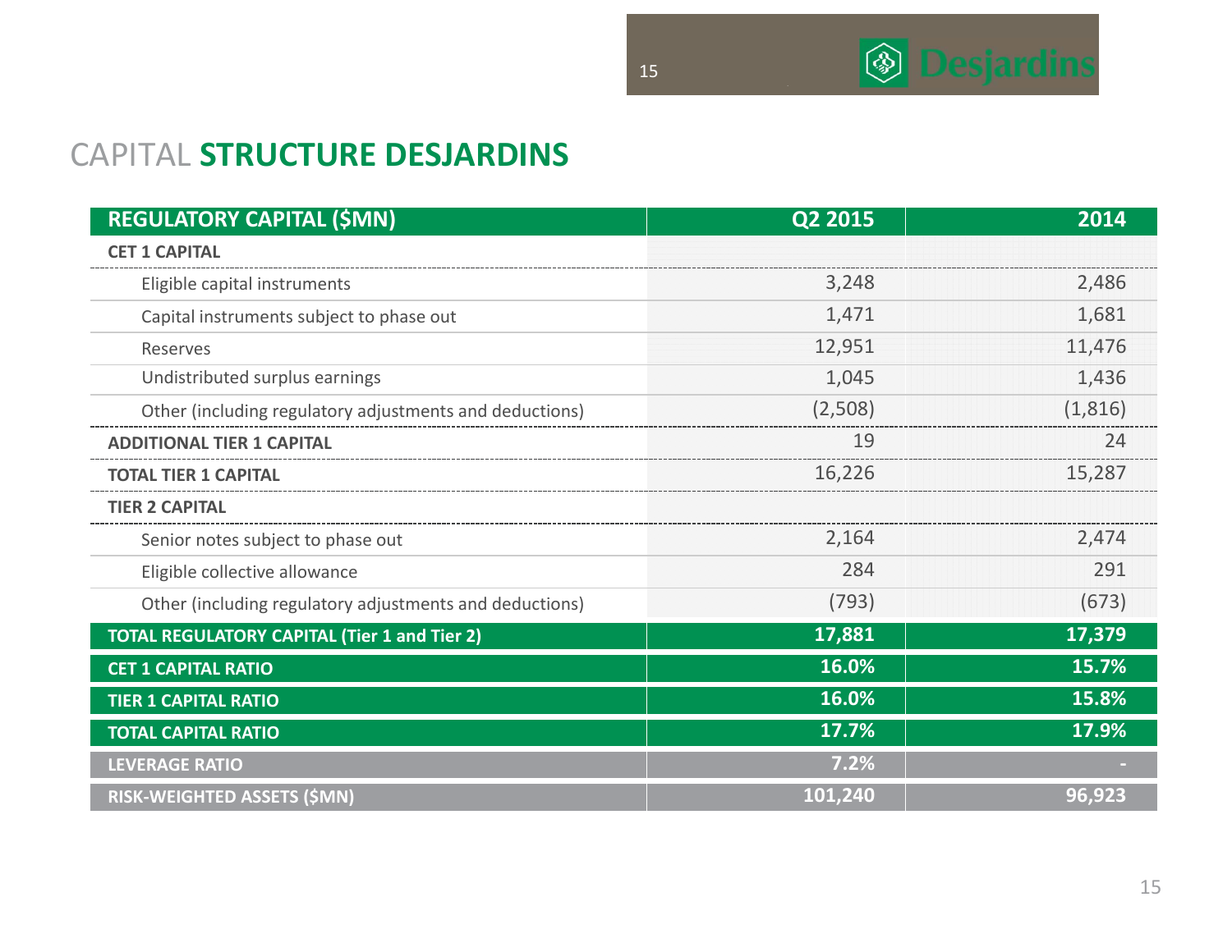# CAPITAL **STRUCTURE DESJARDINS**

| REGULATORY CAPITAL ($MN) | Q2 2015 | 2014 |
|---|---|---|
| **CET 1 CAPITAL** | | |
| Eligible capital instruments | 3,248 | 2,486 |
| Capital instruments subject to phase out | 1,471 | 1,681 |
| Reserves | 12,951 | 11,476 |
| Undistributed surplus earnings | 1,045 | 1,436 |
| Other (including regulatory adjustments and deductions) | (2,508) | (1,816) |
| **ADDITIONAL TIER 1 CAPITAL** | 19 | 24 |
| **TOTAL TIER 1 CAPITAL** | 16,226 | 15,287 |
| **TIER 2 CAPITAL** | | |
| Senior notes subject to phase out | 2,164 | 2,474 |
| Eligible collective allowance | 284 | 291 |
| Other (including regulatory adjustments and deductions) | (793) | (673) |
| **TOTAL REGULATORY CAPITAL (Tier 1 and Tier 2)** | **17,881** | **17,379** |
| **CET 1 CAPITAL RATIO** | **16.0%** | **15.7%** |
| **TIER 1 CAPITAL RATIO** | **16.0%** | **15.8%** |
| **TOTAL CAPITAL RATIO** | **17.7%** | **17.9%** |
| **LEVERAGE RATIO** | **7.2%** | **-** |
| **RISK-WEIGHTED ASSETS ($MN)** | **101,240** | **96,923** |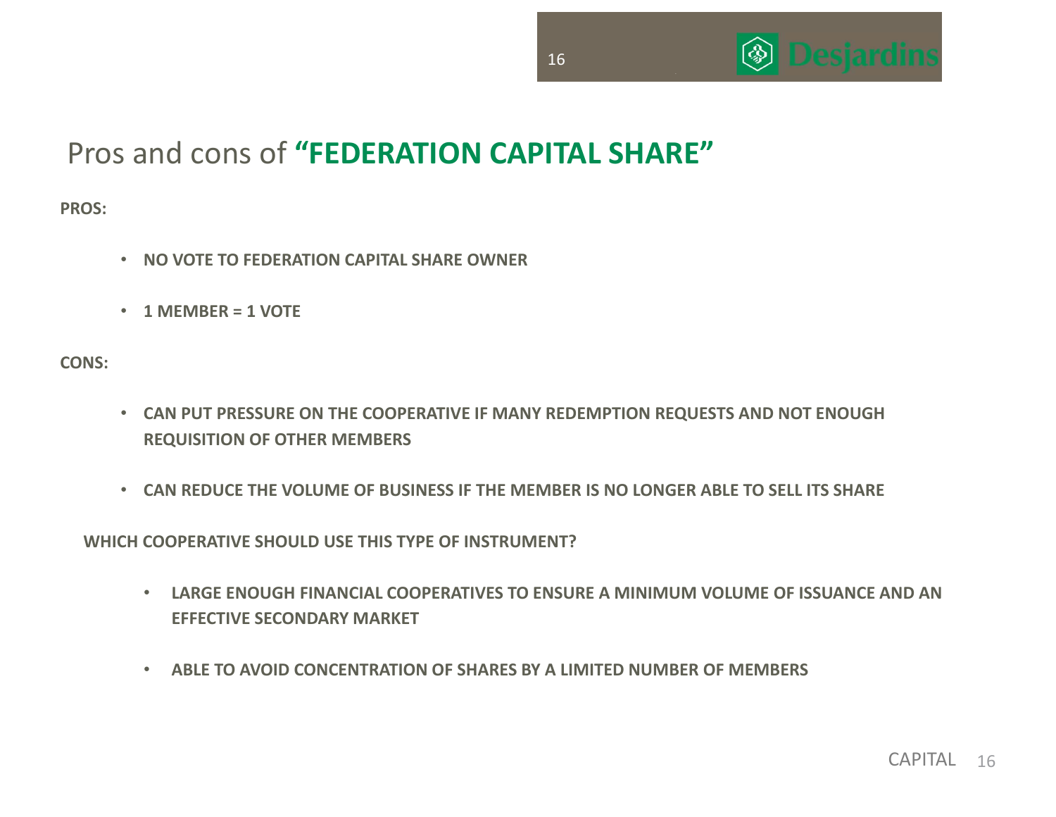# Pros and cons of **"FEDERATION CAPITAL SHARE"**

**PROS:**

- **NO VOTE TO FEDERATION CAPITAL SHARE OWNER**
- **1 MEMBER = 1 VOTE**

**CONS:**

- **CAN PUT PRESSURE ON THE COOPERATIVE IF MANY REDEMPTION REQUESTS AND NOT ENOUGH REQUISITION OF OTHER MEMBERS**
- **CAN REDUCE THE VOLUME OF BUSINESS IF THE MEMBER IS NO LONGER ABLE TO SELL ITS SHARE**

**WHICH COOPERATIVE SHOULD USE THIS TYPE OF INSTRUMENT?**

- **LARGE ENOUGH FINANCIAL COOPERATIVES TO ENSURE A MINIMUM VOLUME OF ISSUANCE AND AN EFFECTIVE SECONDARY MARKET**
- **ABLE TO AVOID CONCENTRATION OF SHARES BY A LIMITED NUMBER OF MEMBERS**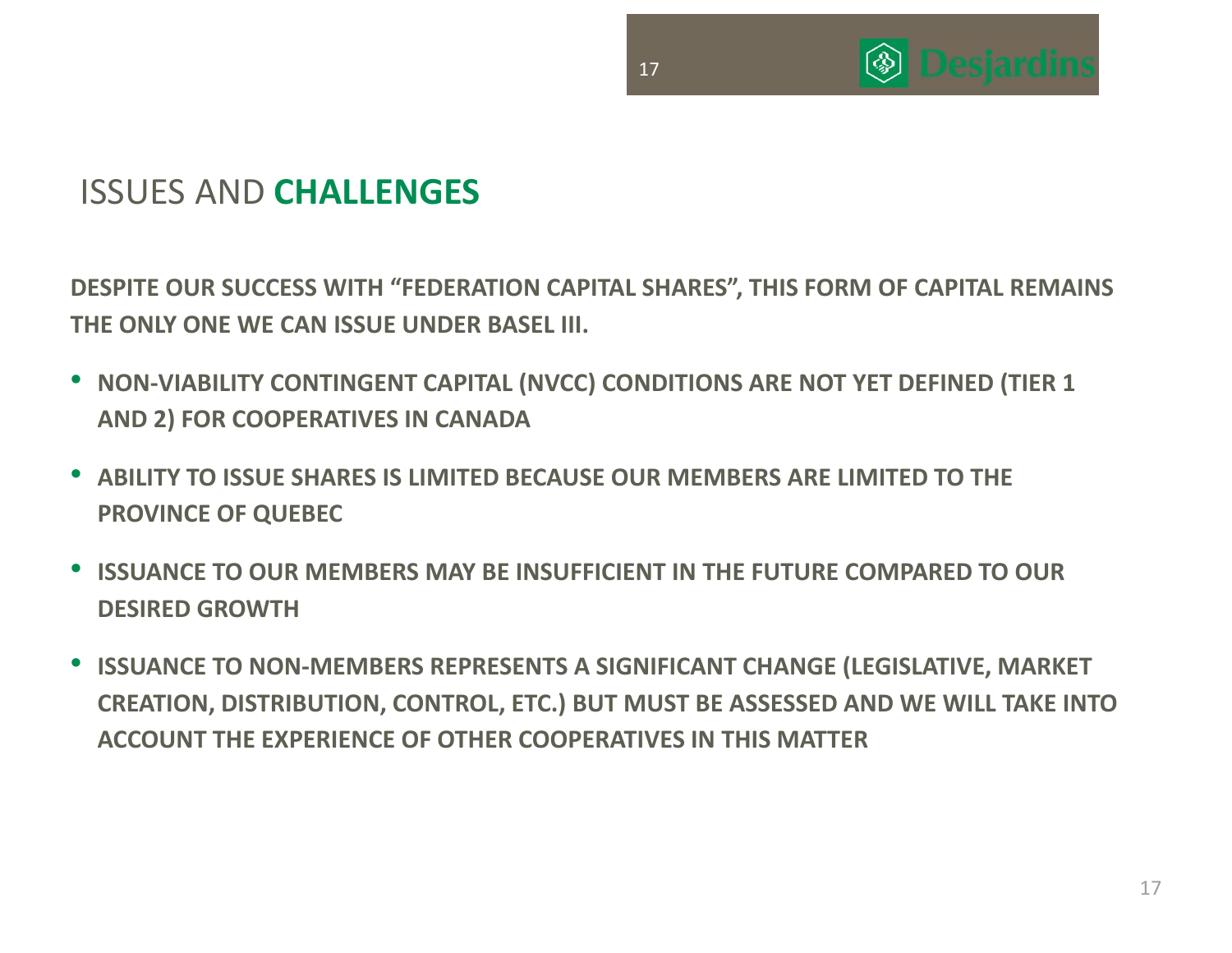## ISSUES AND **CHALLENGES**

**DESPITE OUR SUCCESS WITH "FEDERATION CAPITAL SHARES", THIS FORM OF CAPITAL REMAINS THE ONLY ONE WE CAN ISSUE UNDER BASEL III.**

- **NON-VIABILITY CONTINGENT CAPITAL (NVCC) CONDITIONS ARE NOT YET DEFINED (TIER 1 AND 2) FOR COOPERATIVES IN CANADA**
- **ABILITY TO ISSUE SHARES IS LIMITED BECAUSE OUR MEMBERS ARE LIMITED TO THE PROVINCE OF QUEBEC**
- **ISSUANCE TO OUR MEMBERS MAY BE INSUFFICIENT IN THE FUTURE COMPARED TO OUR DESIRED GROWTH**
- **ISSUANCE TO NON-MEMBERS REPRESENTS A SIGNIFICANT CHANGE (LEGISLATIVE, MARKET CREATION, DISTRIBUTION, CONTROL, ETC.) BUT MUST BE ASSESSED AND WE WILL TAKE INTO ACCOUNT THE EXPERIENCE OF OTHER COOPERATIVES IN THIS MATTER**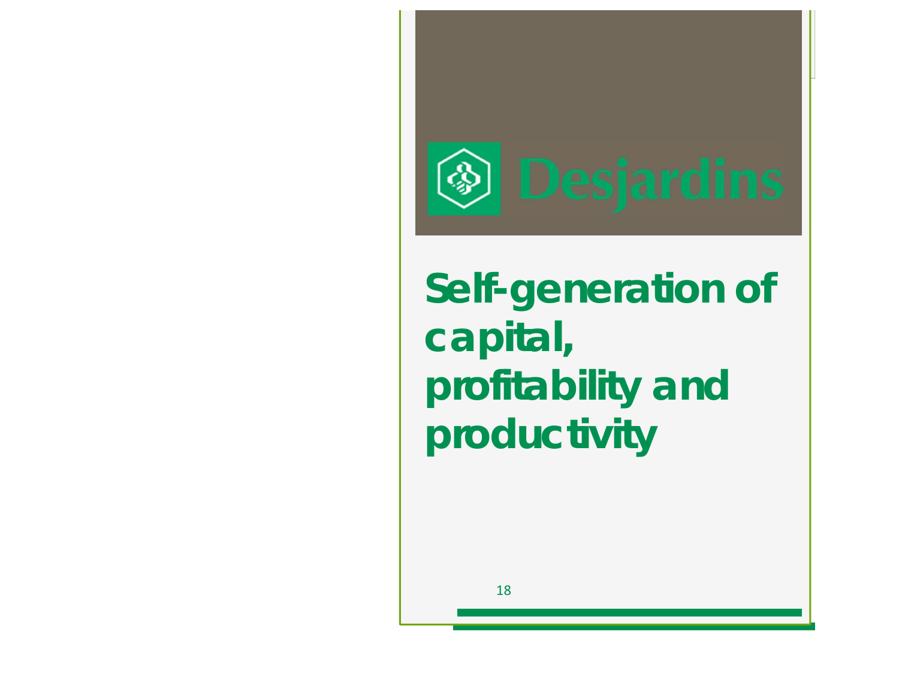Desjardins

# Self-generation of capital, profitability and productivity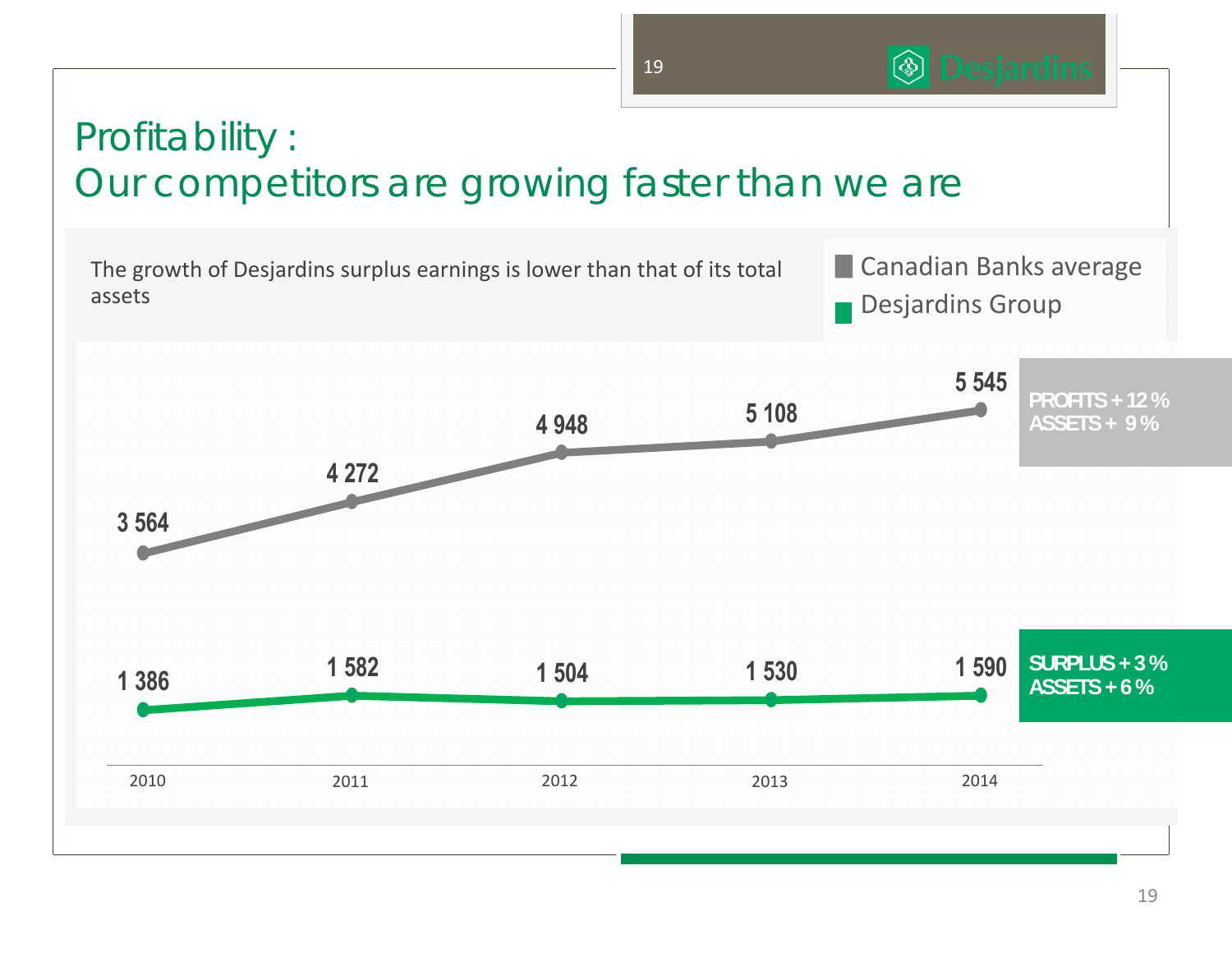# Profitability : Our competitors are growing faster than we are

The growth of Desjardins surplus earnings is lower than that of its total assets

| | 2010 | 2011 | 2012 | 2013 | 2014 | |
|---|---|---|---|---|---|---|
| Canadian Banks average | 3 564 | 4 272 | 4 948 | 5 108 | 5 545 | PROFITS + 12 % ASSETS + 9 % |
| Desjardins Group | 1 386 | 1 582 | 1 504 | 1 530 | 1 590 | SURPLUS + 3 % ASSETS + 6 % |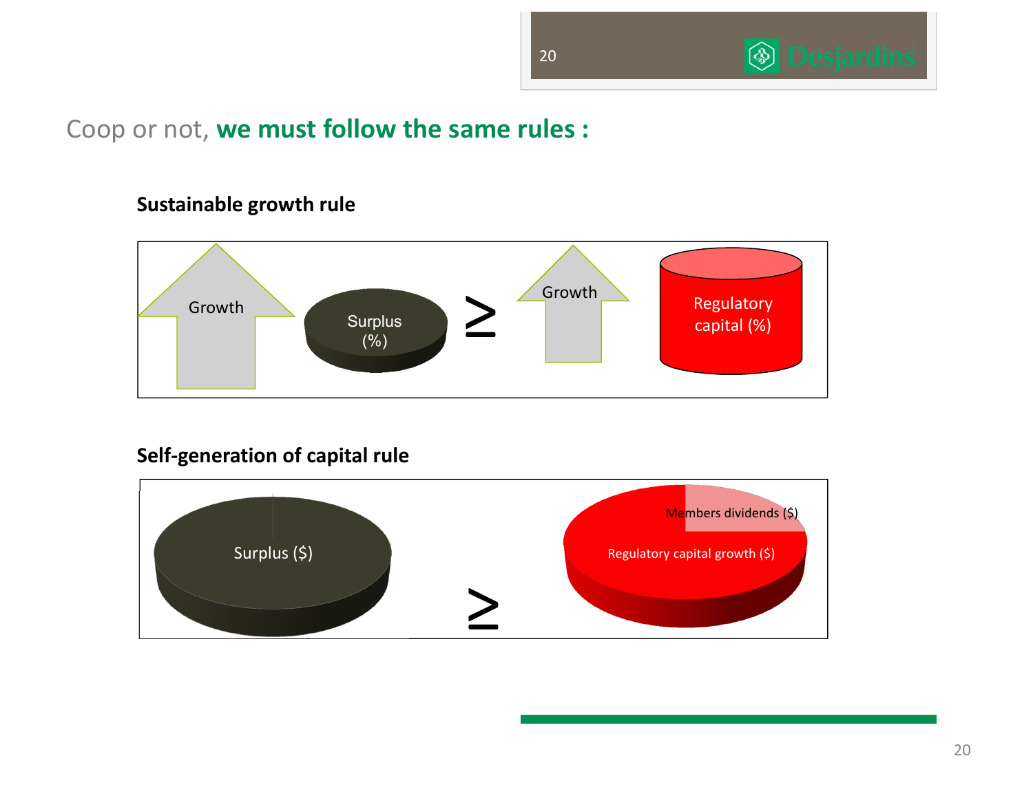# Coop or not, **we must follow the same rules :**

### Sustainable growth rule

Growth × Surplus (%) ≥ Growth × Regulatory capital (%)

### Self-generation of capital rule

Surplus ($) ≥ Regulatory capital growth ($) + Members dividends ($)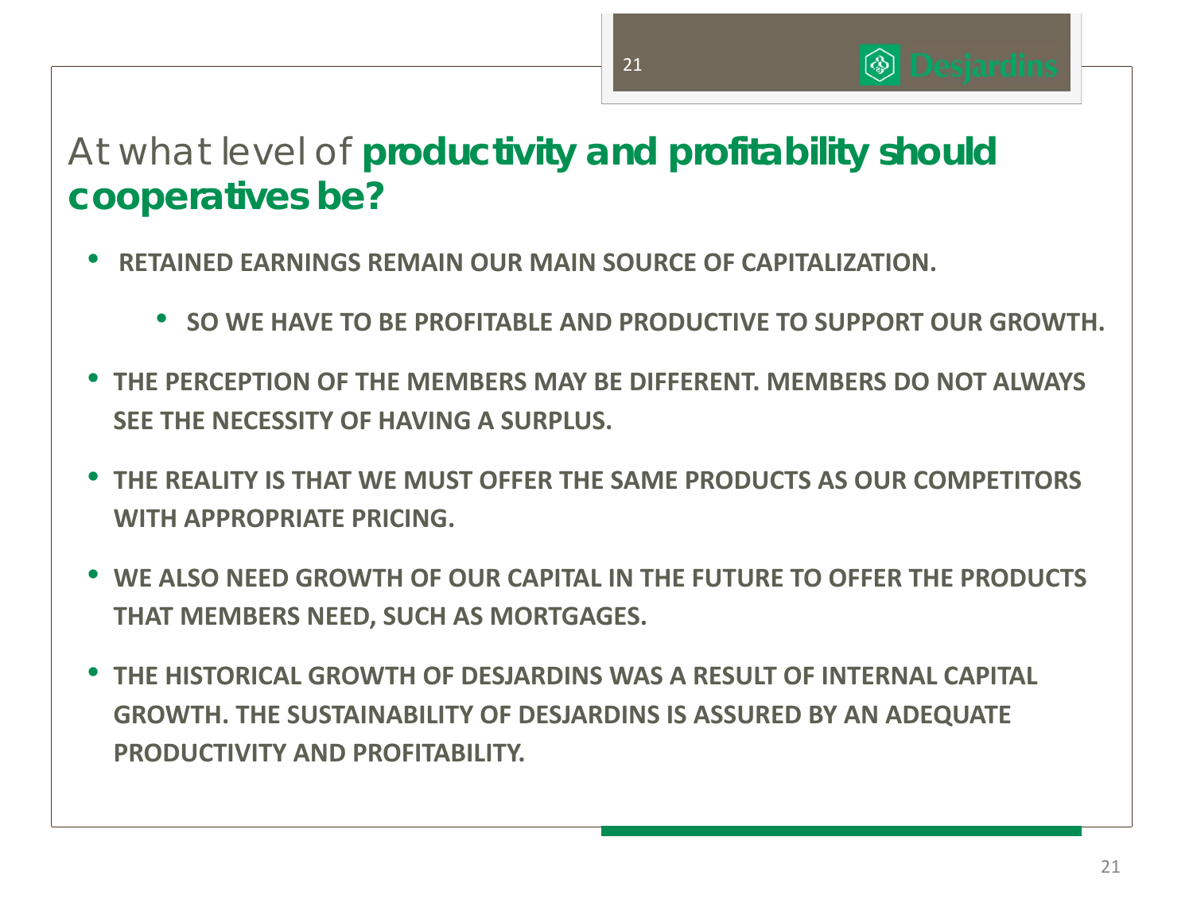# At what level of **productivity and profitability should cooperatives be?**

- **RETAINED EARNINGS REMAIN OUR MAIN SOURCE OF CAPITALIZATION.**
  - **SO WE HAVE TO BE PROFITABLE AND PRODUCTIVE TO SUPPORT OUR GROWTH.**
- **THE PERCEPTION OF THE MEMBERS MAY BE DIFFERENT. MEMBERS DO NOT ALWAYS SEE THE NECESSITY OF HAVING A SURPLUS.**
- **THE REALITY IS THAT WE MUST OFFER THE SAME PRODUCTS AS OUR COMPETITORS WITH APPROPRIATE PRICING.**
- **WE ALSO NEED GROWTH OF OUR CAPITAL IN THE FUTURE TO OFFER THE PRODUCTS THAT MEMBERS NEED, SUCH AS MORTGAGES.**
- **THE HISTORICAL GROWTH OF DESJARDINS WAS A RESULT OF INTERNAL CAPITAL GROWTH. THE SUSTAINABILITY OF DESJARDINS IS ASSURED BY AN ADEQUATE PRODUCTIVITY AND PROFITABILITY.**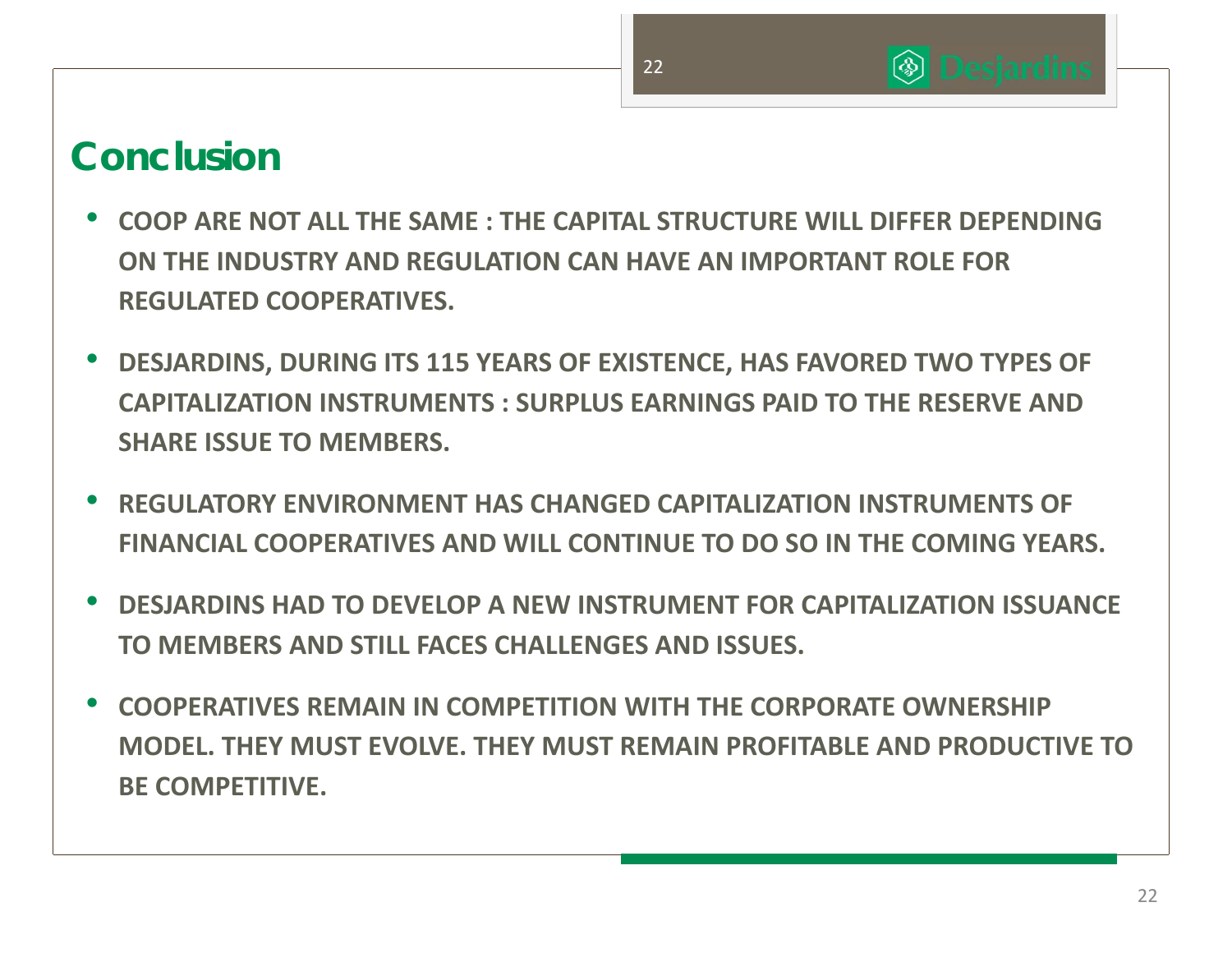# Conclusion

- **COOP ARE NOT ALL THE SAME : THE CAPITAL STRUCTURE WILL DIFFER DEPENDING ON THE INDUSTRY AND REGULATION CAN HAVE AN IMPORTANT ROLE FOR REGULATED COOPERATIVES.**
- **DESJARDINS, DURING ITS 115 YEARS OF EXISTENCE, HAS FAVORED TWO TYPES OF CAPITALIZATION INSTRUMENTS : SURPLUS EARNINGS PAID TO THE RESERVE AND SHARE ISSUE TO MEMBERS.**
- **REGULATORY ENVIRONMENT HAS CHANGED CAPITALIZATION INSTRUMENTS OF FINANCIAL COOPERATIVES AND WILL CONTINUE TO DO SO IN THE COMING YEARS.**
- **DESJARDINS HAD TO DEVELOP A NEW INSTRUMENT FOR CAPITALIZATION ISSUANCE TO MEMBERS AND STILL FACES CHALLENGES AND ISSUES.**
- **COOPERATIVES REMAIN IN COMPETITION WITH THE CORPORATE OWNERSHIP MODEL. THEY MUST EVOLVE. THEY MUST REMAIN PROFITABLE AND PRODUCTIVE TO BE COMPETITIVE.**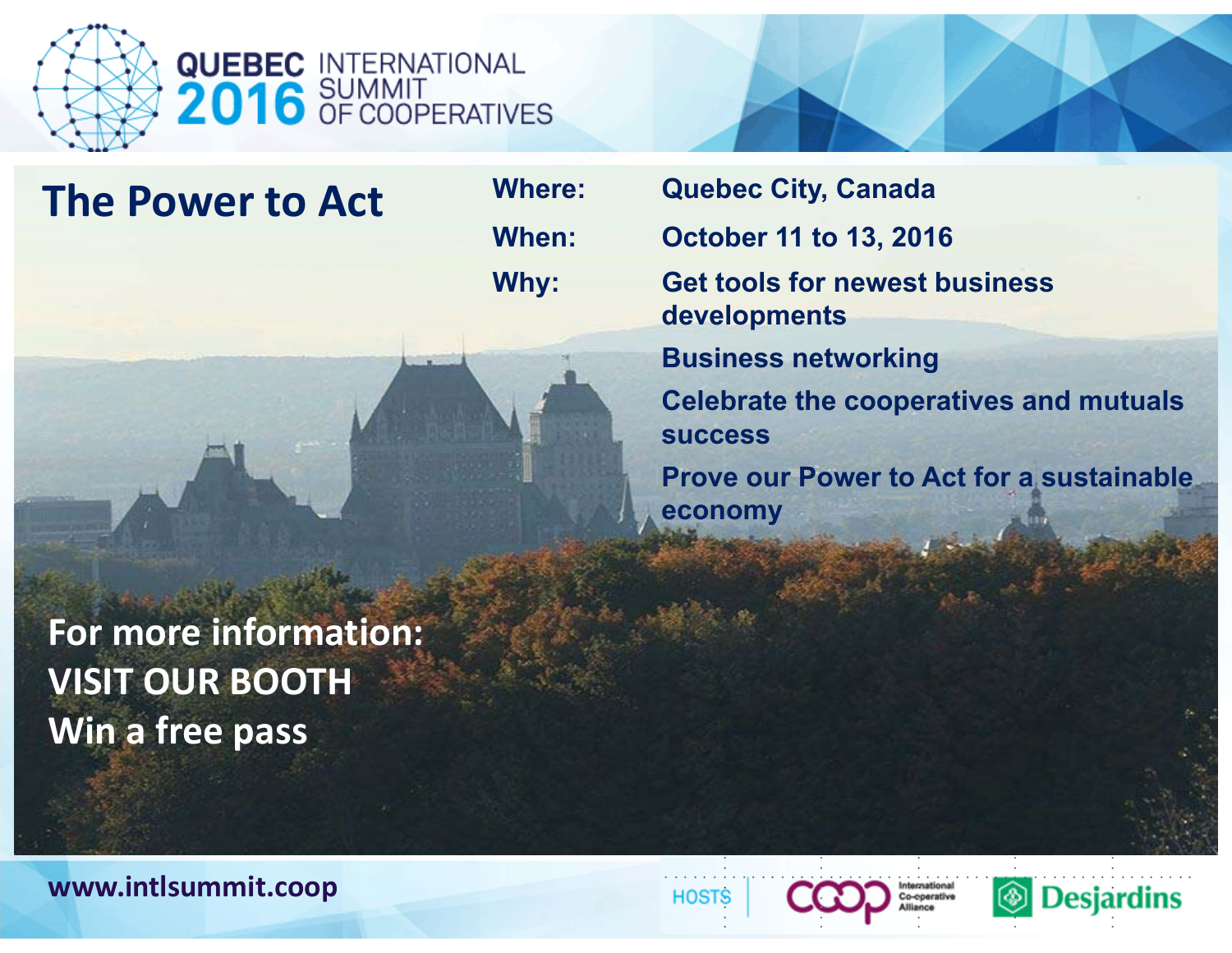# QUEBEC 2016 INTERNATIONAL SUMMIT OF COOPERATIVES

## The Power to Act

**Where:** Quebec City, Canada

**When:** October 11 to 13, 2016

**Why:**

- Get tools for newest business developments
- Business networking
- Celebrate the cooperatives and mutuals success
- Prove our Power to Act for a sustainable economy

**For more information:**
**VISIT OUR BOOTH**
**Win a free pass**

**www.intlsummit.coop**

HOSTS: International Co-operative Alliance | Desjardins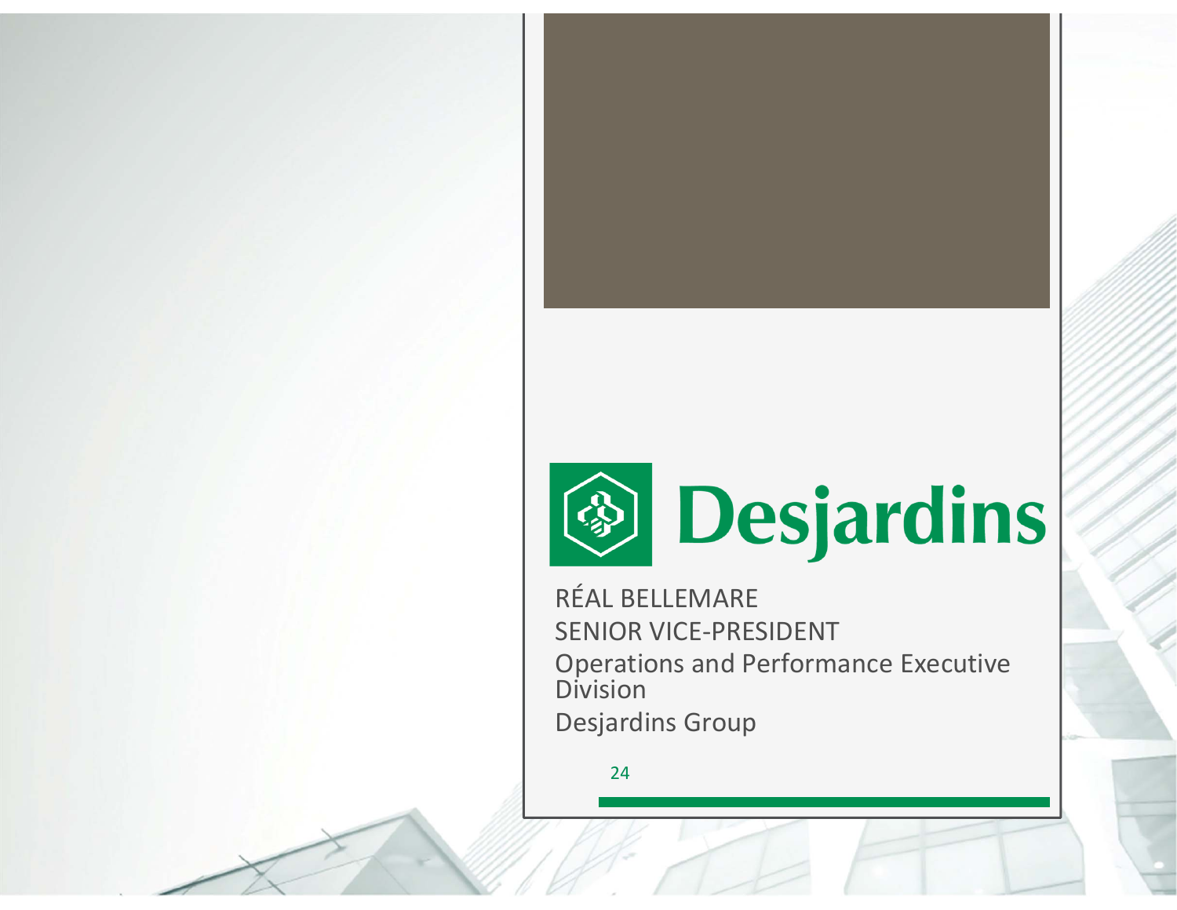Desjardins

RÉAL BELLEMARE

SENIOR VICE-PRESIDENT

Operations and Performance Executive Division

Desjardins Group